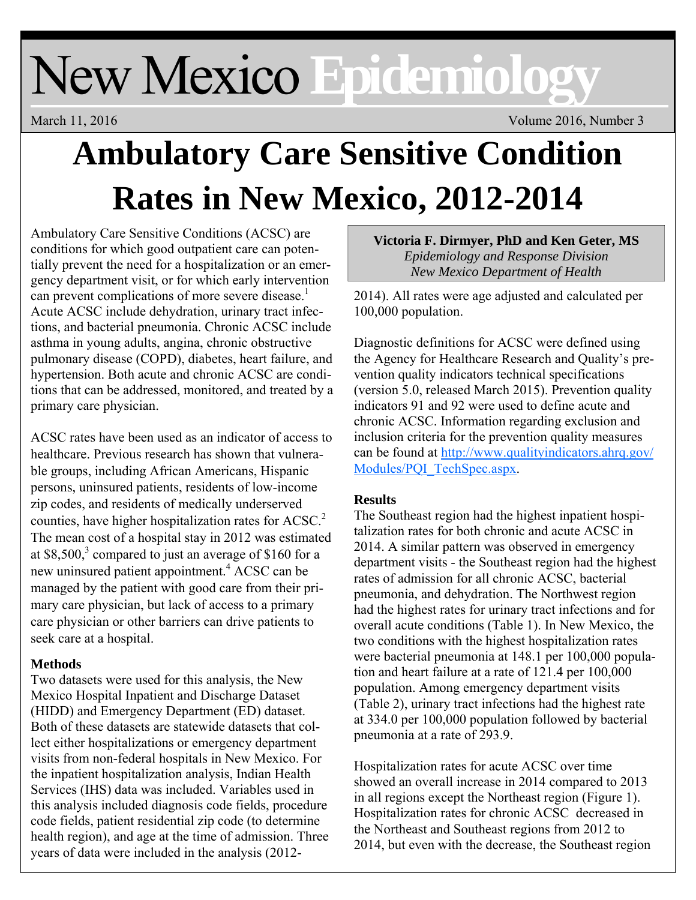# New Mexico Epidemiology

March 11, 2016

# Ambulatory Care Sensitive Condition Rates in New Mexico, 2012-2014

**Victoria F. Dirmyer, PhD and Ken Geter, MS**
*Epidemiology and Response Division*
*New Mexico Department of Health*

Ambulatory Care Sensitive Conditions (ACSC) are conditions for which good outpatient care can potentially prevent the need for a hospitalization or an emergency department visit, or for which early intervention can prevent complications of more severe disease.[1] Acute ACSC include dehydration, urinary tract infections, and bacterial pneumonia. Chronic ACSC include asthma in young adults, angina, chronic obstructive pulmonary disease (COPD), diabetes, heart failure, and hypertension. Both acute and chronic ACSC are conditions that can be addressed, monitored, and treated by a primary care physician.

ACSC rates have been used as an indicator of access to healthcare. Previous research has shown that vulnerable groups, including African Americans, Hispanic persons, uninsured patients, residents of low-income zip codes, and residents of medically underserved counties, have higher hospitalization rates for ACSC.[2] The mean cost of a hospital stay in 2012 was estimated at $8,500,[3] compared to just an average of $160 for a new uninsured patient appointment.[4] ACSC can be managed by the patient with good care from their primary care physician, but lack of access to a primary care physician or other barriers can drive patients to seek care at a hospital.

### Methods

Two datasets were used for this analysis, the New Mexico Hospital Inpatient and Discharge Dataset (HIDD) and Emergency Department (ED) dataset. Both of these datasets are statewide datasets that collect either hospitalizations or emergency department visits from non-federal hospitals in New Mexico. For the inpatient hospitalization analysis, Indian Health Services (IHS) data was included. Variables used in this analysis included diagnosis code fields, procedure code fields, patient residential zip code (to determine health region), and age at the time of admission. Three years of data were included in the analysis (2012-2014). All rates were age adjusted and calculated per 100,000 population.

Diagnostic definitions for ACSC were defined using the Agency for Healthcare Research and Quality's prevention quality indicators technical specifications (version 5.0, released March 2015). Prevention quality indicators 91 and 92 were used to define acute and chronic ACSC. Information regarding exclusion and inclusion criteria for the prevention quality measures can be found at [http://www.qualityindicators.ahrq.gov/Modules/PQI_TechSpec.aspx](http://www.qualityindicators.ahrq.gov/Modules/PQI_TechSpec.aspx).

### Results

The Southeast region had the highest inpatient hospitalization rates for both chronic and acute ACSC in 2014. A similar pattern was observed in emergency department visits - the Southeast region had the highest rates of admission for all chronic ACSC, bacterial pneumonia, and dehydration. The Northwest region had the highest rates for urinary tract infections and for overall acute conditions (Table 1). In New Mexico, the two conditions with the highest hospitalization rates were bacterial pneumonia at 148.1 per 100,000 population and heart failure at a rate of 121.4 per 100,000 population. Among emergency department visits (Table 2), urinary tract infections had the highest rate at 334.0 per 100,000 population followed by bacterial pneumonia at a rate of 293.9.

Hospitalization rates for acute ACSC over time showed an overall increase in 2014 compared to 2013 in all regions except the Northeast region (Figure 1). Hospitalization rates for chronic ACSC decreased in the Northeast and Southeast regions from 2012 to 2014, but even with the decrease, the Southeast region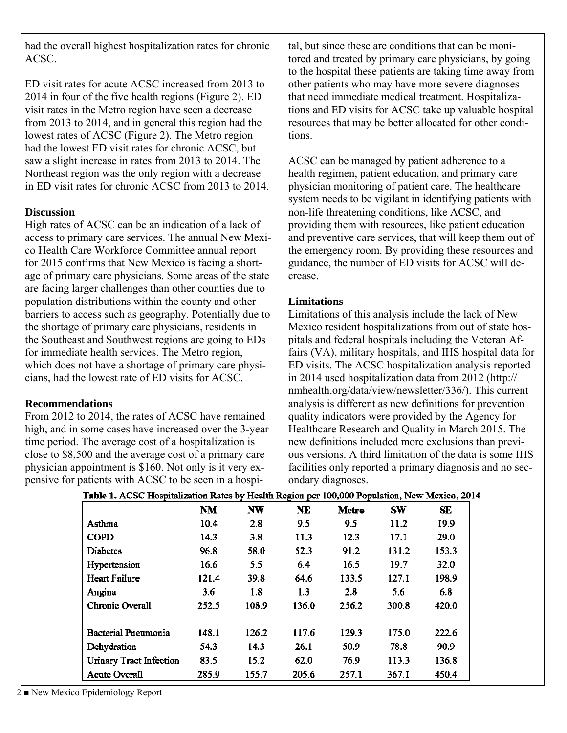had the overall highest hospitalization rates for chronic ACSC.

ED visit rates for acute ACSC increased from 2013 to 2014 in four of the five health regions (Figure 2). ED visit rates in the Metro region have seen a decrease from 2013 to 2014, and in general this region had the lowest rates of ACSC (Figure 2). The Metro region had the lowest ED visit rates for chronic ACSC, but saw a slight increase in rates from 2013 to 2014. The Northeast region was the only region with a decrease in ED visit rates for chronic ACSC from 2013 to 2014.

**Discussion**

High rates of ACSC can be an indication of a lack of access to primary care services. The annual New Mexico Health Care Workforce Committee annual report for 2015 confirms that New Mexico is facing a shortage of primary care physicians. Some areas of the state are facing larger challenges than other counties due to population distributions within the county and other barriers to access such as geography. Potentially due to the shortage of primary care physicians, residents in the Southeast and Southwest regions are going to EDs for immediate health services. The Metro region, which does not have a shortage of primary care physicians, had the lowest rate of ED visits for ACSC.

**Recommendations**

From 2012 to 2014, the rates of ACSC have remained high, and in some cases have increased over the 3-year time period. The average cost of a hospitalization is close to $8,500 and the average cost of a primary care physician appointment is $160. Not only is it very expensive for patients with ACSC to be seen in a hospital, but since these are conditions that can be monitored and treated by primary care physicians, by going to the hospital these patients are taking time away from other patients who may have more severe diagnoses that need immediate medical treatment. Hospitalizations and ED visits for ACSC take up valuable hospital resources that may be better allocated for other conditions.

ACSC can be managed by patient adherence to a health regimen, patient education, and primary care physician monitoring of patient care. The healthcare system needs to be vigilant in identifying patients with non-life threatening conditions, like ACSC, and providing them with resources, like patient education and preventive care services, that will keep them out of the emergency room. By providing these resources and guidance, the number of ED visits for ACSC will decrease.

**Limitations**

Limitations of this analysis include the lack of New Mexico resident hospitalizations from out of state hospitals and federal hospitals including the Veteran Affairs (VA), military hospitals, and IHS hospital data for ED visits. The ACSC hospitalization analysis reported in 2014 used hospitalization data from 2012 (http://nmhealth.org/data/view/newsletter/336/). This current analysis is different as new definitions for prevention quality indicators were provided by the Agency for Healthcare Research and Quality in March 2015. The new definitions included more exclusions than previous versions. A third limitation of the data is some IHS facilities only reported a primary diagnosis and no secondary diagnoses.

**Table 1. ACSC Hospitalization Rates by Health Region per 100,000 Population, New Mexico, 2014**

| | NM | NW | NE | Metro | SW | SE |
|---|---|---|---|---|---|---|
| Asthma | 10.4 | 2.8 | 9.5 | 9.5 | 11.2 | 19.9 |
| COPD | 14.3 | 3.8 | 11.3 | 12.3 | 17.1 | 29.0 |
| Diabetes | 96.8 | 58.0 | 52.3 | 91.2 | 131.2 | 153.3 |
| Hypertension | 16.6 | 5.5 | 6.4 | 16.5 | 19.7 | 32.0 |
| Heart Failure | 121.4 | 39.8 | 64.6 | 133.5 | 127.1 | 198.9 |
| Angina | 3.6 | 1.8 | 1.3 | 2.8 | 5.6 | 6.8 |
| Chronic Overall | 252.5 | 108.9 | 136.0 | 256.2 | 300.8 | 420.0 |
| | | | | | | |
| Bacterial Pneumonia | 148.1 | 126.2 | 117.6 | 129.3 | 175.0 | 222.6 |
| Dehydration | 54.3 | 14.3 | 26.1 | 50.9 | 78.8 | 90.9 |
| Urinary Tract Infection | 83.5 | 15.2 | 62.0 | 76.9 | 113.3 | 136.8 |
| Acute Overall | 285.9 | 155.7 | 205.6 | 257.1 | 367.1 | 450.4 |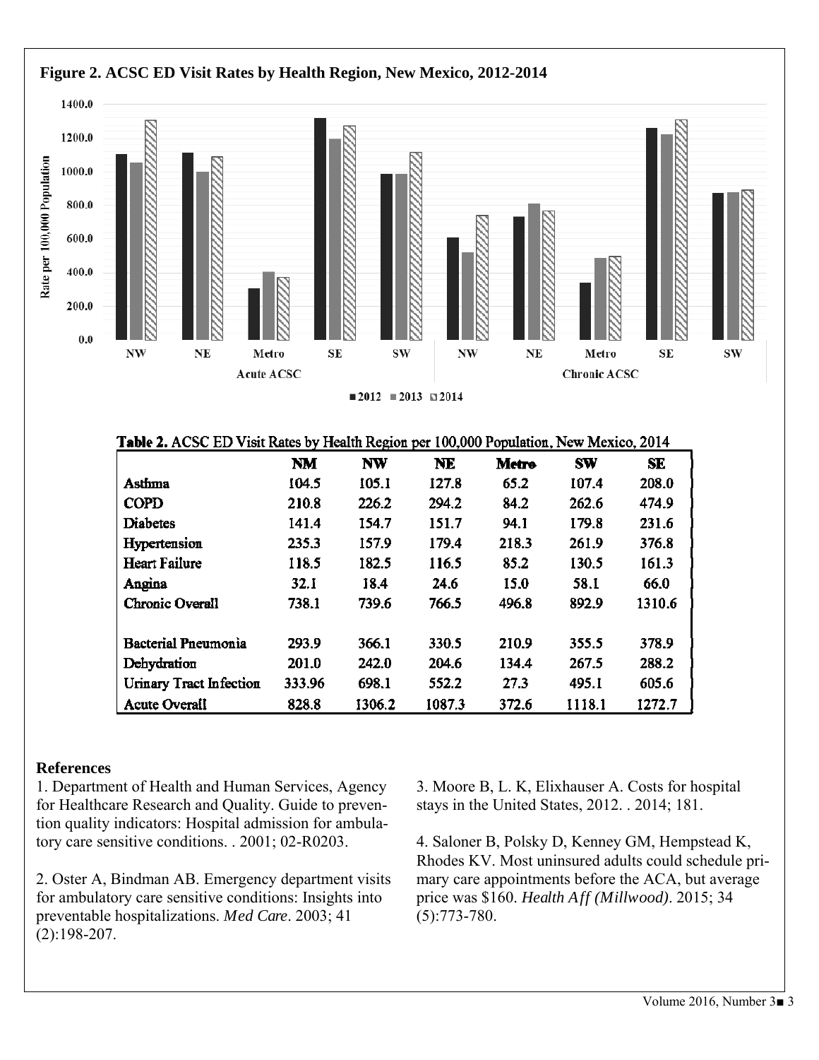**Figure 2. ACSC ED Visit Rates by Health Region, New Mexico, 2012-2014**

**Table 2.** ACSC ED Visit Rates by Health Region per 100,000 Population, New Mexico, 2014

| | NM | NW | NE | Metro | SW | SE |
|---|---|---|---|---|---|---|
| Asthma | 104.5 | 105.1 | 127.8 | 65.2 | 107.4 | 208.0 |
| COPD | 210.8 | 226.2 | 294.2 | 84.2 | 262.6 | 474.9 |
| Diabetes | 141.4 | 154.7 | 151.7 | 94.1 | 179.8 | 231.6 |
| Hypertension | 235.3 | 157.9 | 179.4 | 218.3 | 261.9 | 376.8 |
| Heart Failure | 118.5 | 182.5 | 116.5 | 85.2 | 130.5 | 161.3 |
| Angina | 32.1 | 18.4 | 24.6 | 15.0 | 58.1 | 66.0 |
| Chronic Overall | 738.1 | 739.6 | 766.5 | 496.8 | 892.9 | 1310.6 |
| | | | | | | |
| Bacterial Pneumonia | 293.9 | 366.1 | 330.5 | 210.9 | 355.5 | 378.9 |
| Dehydration | 201.0 | 242.0 | 204.6 | 134.4 | 267.5 | 288.2 |
| Urinary Tract Infection | 333.96 | 698.1 | 552.2 | 27.3 | 495.1 | 605.6 |
| Acute Overall | 828.8 | 1306.2 | 1087.3 | 372.6 | 1118.1 | 1272.7 |

## References

1. Department of Health and Human Services, Agency for Healthcare Research and Quality. Guide to prevention quality indicators: Hospital admission for ambulatory care sensitive conditions. . 2001; 02-R0203.

2. Oster A, Bindman AB. Emergency department visits for ambulatory care sensitive conditions: Insights into preventable hospitalizations. *Med Care*. 2003; 41 (2):198-207.

3. Moore B, L. K, Elixhauser A. Costs for hospital stays in the United States, 2012. . 2014; 181.

4. Saloner B, Polsky D, Kenney GM, Hempstead K, Rhodes KV. Most uninsured adults could schedule primary care appointments before the ACA, but average price was $160. *Health Aff (Millwood)*. 2015; 34 (5):773-780.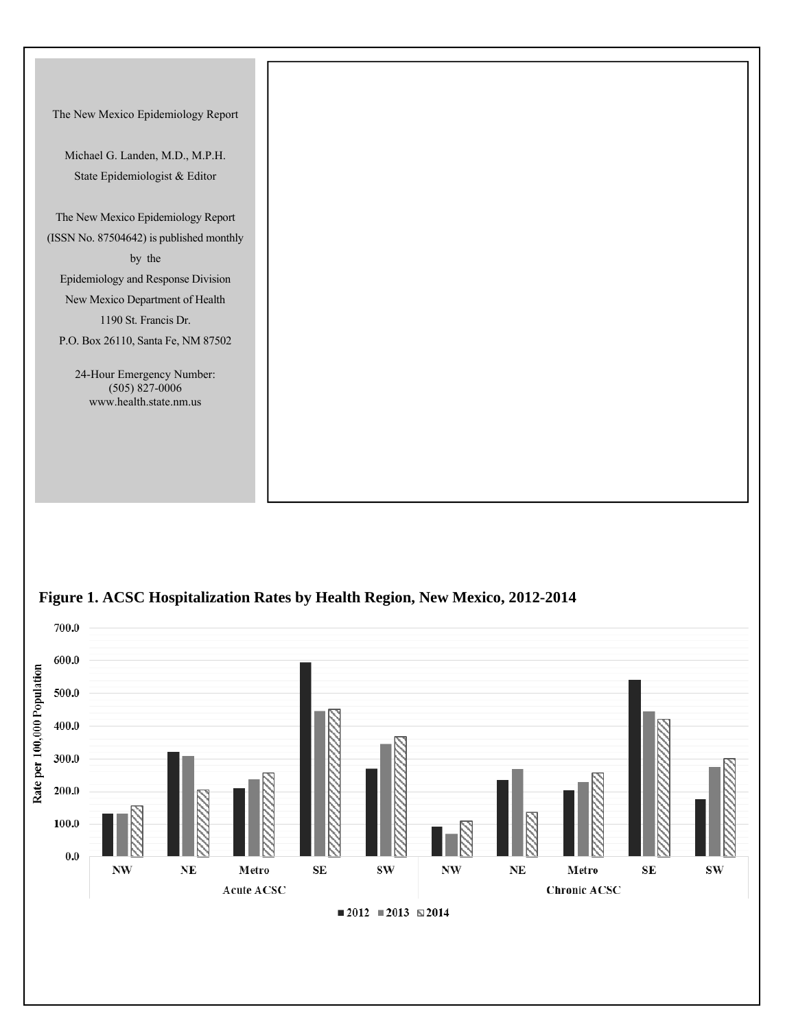The New Mexico Epidemiology Report

Michael G. Landen, M.D., M.P.H.
State Epidemiologist & Editor

The New Mexico Epidemiology Report (ISSN No. 87504642) is published monthly by the
Epidemiology and Response Division
New Mexico Department of Health
1190 St. Francis Dr.
P.O. Box 26110, Santa Fe, NM 87502

24-Hour Emergency Number:
(505) 827-0006
www.health.state.nm.us

**Figure 1. ACSC Hospitalization Rates by Health Region, New Mexico, 2012-2014**

Rate per 100,000 Population

700.0
600.0
500.0
400.0
300.0
200.0
100.0
0.0

NW NE Metro SE SW
Acute ACSC

NW NE Metro SE SW
Chronic ACSC

2012 2013 2014